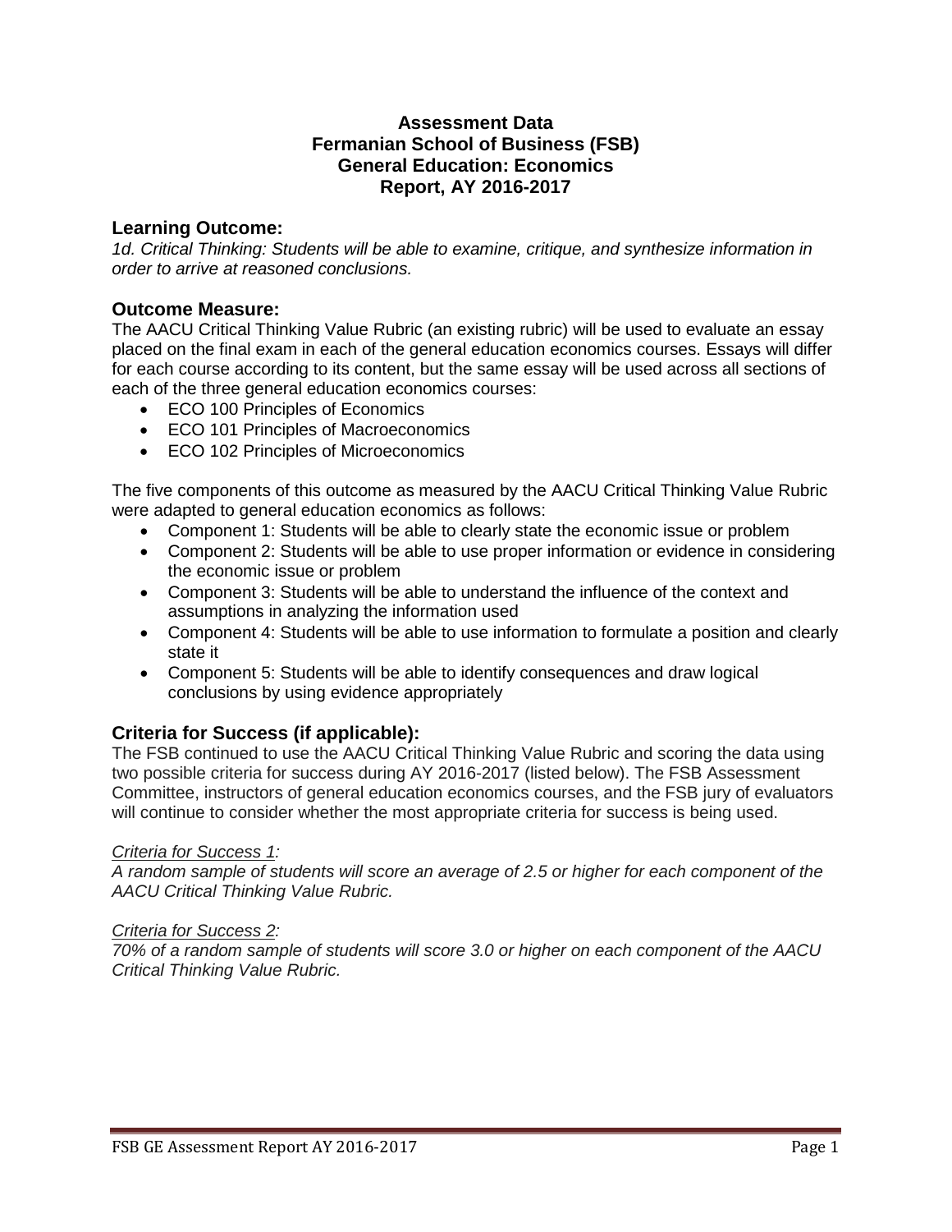# Assessment Data
# Fermanian School of Business (FSB)
# General Education: Economics
# Report, AY 2016-2017

## Learning Outcome:

*1d. Critical Thinking: Students will be able to examine, critique, and synthesize information in order to arrive at reasoned conclusions.*

## Outcome Measure:

The AACU Critical Thinking Value Rubric (an existing rubric) will be used to evaluate an essay placed on the final exam in each of the general education economics courses. Essays will differ for each course according to its content, but the same essay will be used across all sections of each of the three general education economics courses:

- ECO 100 Principles of Economics
- ECO 101 Principles of Macroeconomics
- ECO 102 Principles of Microeconomics

The five components of this outcome as measured by the AACU Critical Thinking Value Rubric were adapted to general education economics as follows:

- Component 1: Students will be able to clearly state the economic issue or problem
- Component 2: Students will be able to use proper information or evidence in considering the economic issue or problem
- Component 3: Students will be able to understand the influence of the context and assumptions in analyzing the information used
- Component 4: Students will be able to use information to formulate a position and clearly state it
- Component 5: Students will be able to identify consequences and draw logical conclusions by using evidence appropriately

## Criteria for Success (if applicable):

The FSB continued to use the AACU Critical Thinking Value Rubric and scoring the data using two possible criteria for success during AY 2016-2017 (listed below). The FSB Assessment Committee, instructors of general education economics courses, and the FSB jury of evaluators will continue to consider whether the most appropriate criteria for success is being used.

*Criteria for Success 1:*
*A random sample of students will score an average of 2.5 or higher for each component of the AACU Critical Thinking Value Rubric.*

*Criteria for Success 2:*
*70% of a random sample of students will score 3.0 or higher on each component of the AACU Critical Thinking Value Rubric.*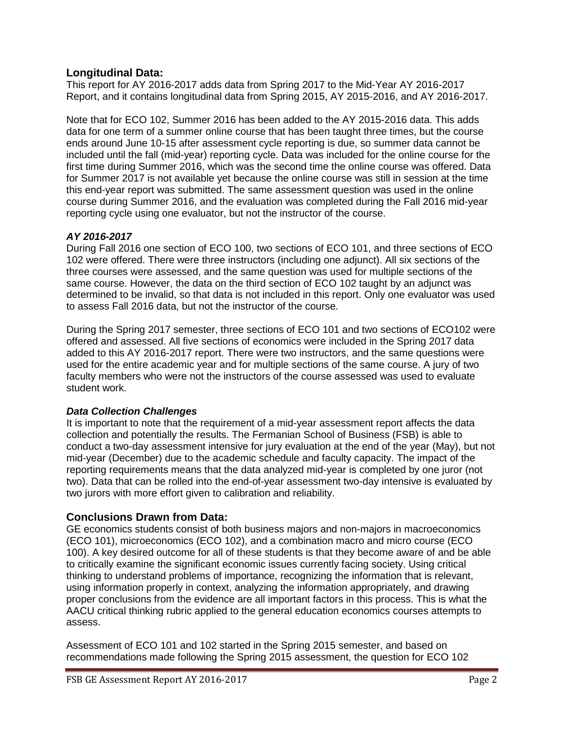## Longitudinal Data:

This report for AY 2016-2017 adds data from Spring 2017 to the Mid-Year AY 2016-2017 Report, and it contains longitudinal data from Spring 2015, AY 2015-2016, and AY 2016-2017.

Note that for ECO 102, Summer 2016 has been added to the AY 2015-2016 data. This adds data for one term of a summer online course that has been taught three times, but the course ends around June 10-15 after assessment cycle reporting is due, so summer data cannot be included until the fall (mid-year) reporting cycle. Data was included for the online course for the first time during Summer 2016, which was the second time the online course was offered. Data for Summer 2017 is not available yet because the online course was still in session at the time this end-year report was submitted. The same assessment question was used in the online course during Summer 2016, and the evaluation was completed during the Fall 2016 mid-year reporting cycle using one evaluator, but not the instructor of the course.

### *AY 2016-2017*

During Fall 2016 one section of ECO 100, two sections of ECO 101, and three sections of ECO 102 were offered. There were three instructors (including one adjunct). All six sections of the three courses were assessed, and the same question was used for multiple sections of the same course. However, the data on the third section of ECO 102 taught by an adjunct was determined to be invalid, so that data is not included in this report. Only one evaluator was used to assess Fall 2016 data, but not the instructor of the course.

During the Spring 2017 semester, three sections of ECO 101 and two sections of ECO102 were offered and assessed. All five sections of economics were included in the Spring 2017 data added to this AY 2016-2017 report. There were two instructors, and the same questions were used for the entire academic year and for multiple sections of the same course. A jury of two faculty members who were not the instructors of the course assessed was used to evaluate student work.

### *Data Collection Challenges*

It is important to note that the requirement of a mid-year assessment report affects the data collection and potentially the results. The Fermanian School of Business (FSB) is able to conduct a two-day assessment intensive for jury evaluation at the end of the year (May), but not mid-year (December) due to the academic schedule and faculty capacity. The impact of the reporting requirements means that the data analyzed mid-year is completed by one juror (not two). Data that can be rolled into the end-of-year assessment two-day intensive is evaluated by two jurors with more effort given to calibration and reliability.

## Conclusions Drawn from Data:

GE economics students consist of both business majors and non-majors in macroeconomics (ECO 101), microeconomics (ECO 102), and a combination macro and micro course (ECO 100). A key desired outcome for all of these students is that they become aware of and be able to critically examine the significant economic issues currently facing society. Using critical thinking to understand problems of importance, recognizing the information that is relevant, using information properly in context, analyzing the information appropriately, and drawing proper conclusions from the evidence are all important factors in this process. This is what the AACU critical thinking rubric applied to the general education economics courses attempts to assess.

Assessment of ECO 101 and 102 started in the Spring 2015 semester, and based on recommendations made following the Spring 2015 assessment, the question for ECO 102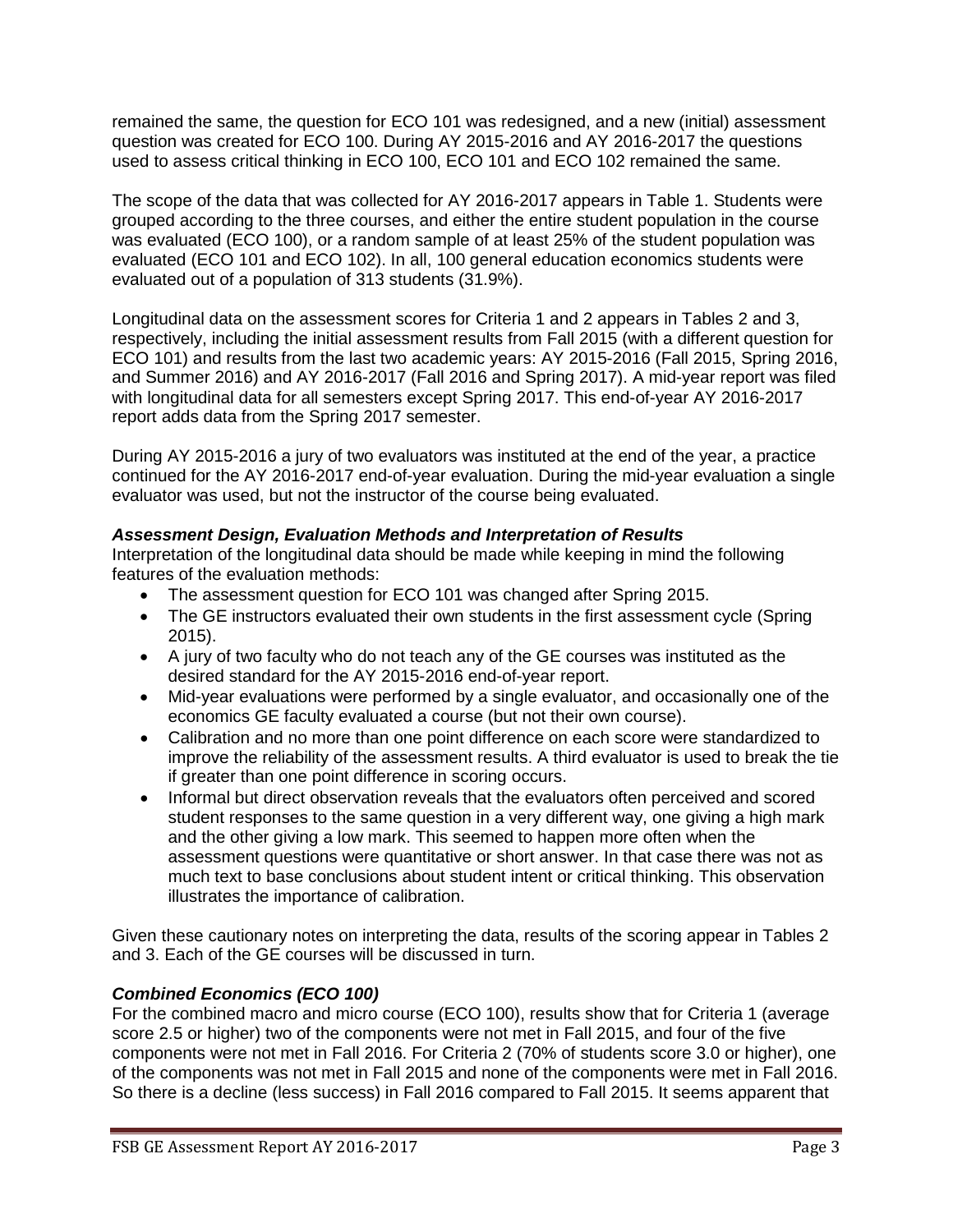remained the same, the question for ECO 101 was redesigned, and a new (initial) assessment question was created for ECO 100. During AY 2015-2016 and AY 2016-2017 the questions used to assess critical thinking in ECO 100, ECO 101 and ECO 102 remained the same.

The scope of the data that was collected for AY 2016-2017 appears in Table 1. Students were grouped according to the three courses, and either the entire student population in the course was evaluated (ECO 100), or a random sample of at least 25% of the student population was evaluated (ECO 101 and ECO 102). In all, 100 general education economics students were evaluated out of a population of 313 students (31.9%).

Longitudinal data on the assessment scores for Criteria 1 and 2 appears in Tables 2 and 3, respectively, including the initial assessment results from Fall 2015 (with a different question for ECO 101) and results from the last two academic years: AY 2015-2016 (Fall 2015, Spring 2016, and Summer 2016) and AY 2016-2017 (Fall 2016 and Spring 2017). A mid-year report was filed with longitudinal data for all semesters except Spring 2017. This end-of-year AY 2016-2017 report adds data from the Spring 2017 semester.

During AY 2015-2016 a jury of two evaluators was instituted at the end of the year, a practice continued for the AY 2016-2017 end-of-year evaluation. During the mid-year evaluation a single evaluator was used, but not the instructor of the course being evaluated.

### *Assessment Design, Evaluation Methods and Interpretation of Results*

Interpretation of the longitudinal data should be made while keeping in mind the following features of the evaluation methods:

- The assessment question for ECO 101 was changed after Spring 2015.
- The GE instructors evaluated their own students in the first assessment cycle (Spring 2015).
- A jury of two faculty who do not teach any of the GE courses was instituted as the desired standard for the AY 2015-2016 end-of-year report.
- Mid-year evaluations were performed by a single evaluator, and occasionally one of the economics GE faculty evaluated a course (but not their own course).
- Calibration and no more than one point difference on each score were standardized to improve the reliability of the assessment results. A third evaluator is used to break the tie if greater than one point difference in scoring occurs.
- Informal but direct observation reveals that the evaluators often perceived and scored student responses to the same question in a very different way, one giving a high mark and the other giving a low mark. This seemed to happen more often when the assessment questions were quantitative or short answer. In that case there was not as much text to base conclusions about student intent or critical thinking. This observation illustrates the importance of calibration.

Given these cautionary notes on interpreting the data, results of the scoring appear in Tables 2 and 3. Each of the GE courses will be discussed in turn.

### *Combined Economics (ECO 100)*

For the combined macro and micro course (ECO 100), results show that for Criteria 1 (average score 2.5 or higher) two of the components were not met in Fall 2015, and four of the five components were not met in Fall 2016. For Criteria 2 (70% of students score 3.0 or higher), one of the components was not met in Fall 2015 and none of the components were met in Fall 2016. So there is a decline (less success) in Fall 2016 compared to Fall 2015. It seems apparent that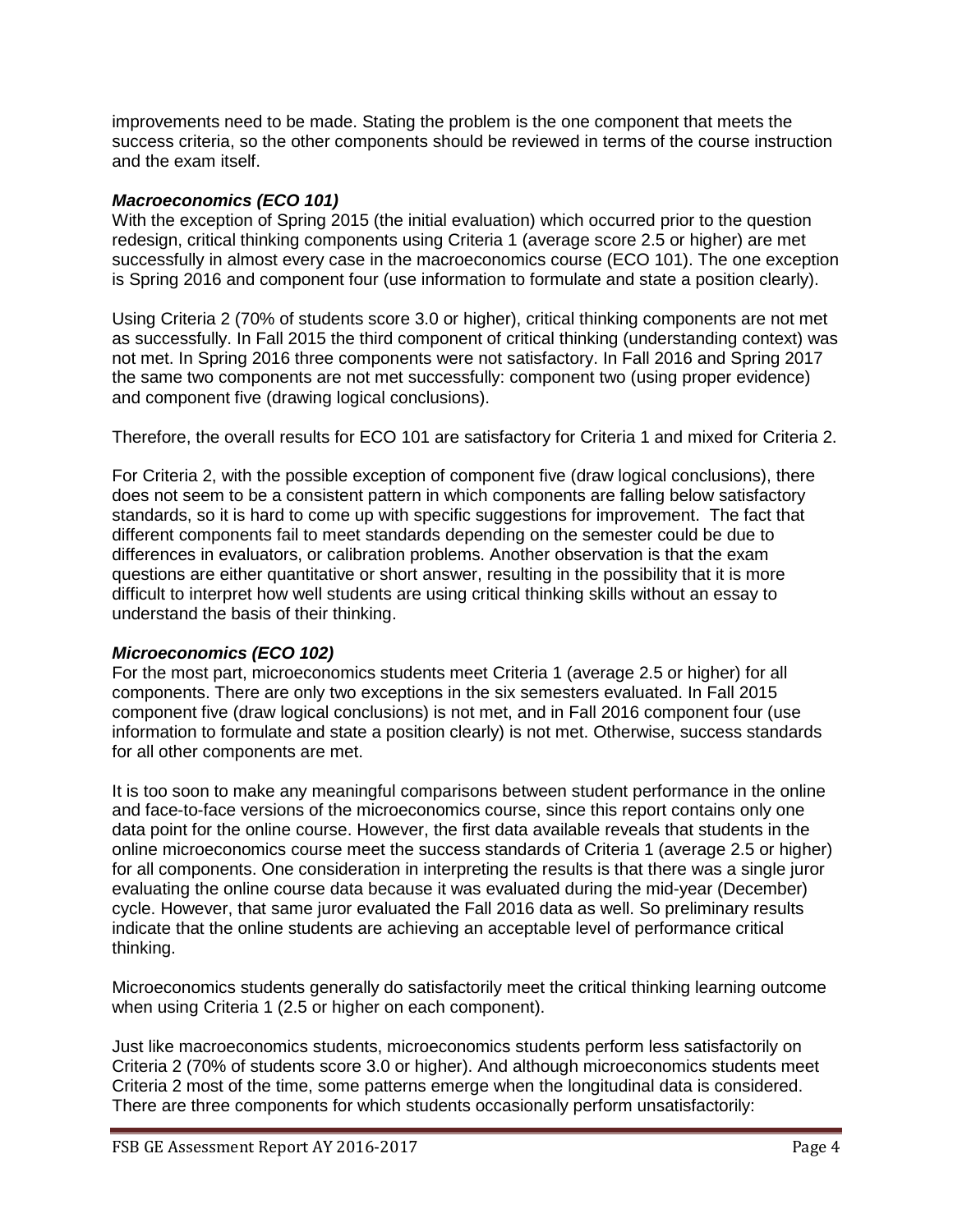improvements need to be made. Stating the problem is the one component that meets the success criteria, so the other components should be reviewed in terms of the course instruction and the exam itself.

### *Macroeconomics (ECO 101)*

With the exception of Spring 2015 (the initial evaluation) which occurred prior to the question redesign, critical thinking components using Criteria 1 (average score 2.5 or higher) are met successfully in almost every case in the macroeconomics course (ECO 101). The one exception is Spring 2016 and component four (use information to formulate and state a position clearly).

Using Criteria 2 (70% of students score 3.0 or higher), critical thinking components are not met as successfully. In Fall 2015 the third component of critical thinking (understanding context) was not met. In Spring 2016 three components were not satisfactory. In Fall 2016 and Spring 2017 the same two components are not met successfully: component two (using proper evidence) and component five (drawing logical conclusions).

Therefore, the overall results for ECO 101 are satisfactory for Criteria 1 and mixed for Criteria 2.

For Criteria 2, with the possible exception of component five (draw logical conclusions), there does not seem to be a consistent pattern in which components are falling below satisfactory standards, so it is hard to come up with specific suggestions for improvement. The fact that different components fail to meet standards depending on the semester could be due to differences in evaluators, or calibration problems. Another observation is that the exam questions are either quantitative or short answer, resulting in the possibility that it is more difficult to interpret how well students are using critical thinking skills without an essay to understand the basis of their thinking.

### *Microeconomics (ECO 102)*

For the most part, microeconomics students meet Criteria 1 (average 2.5 or higher) for all components. There are only two exceptions in the six semesters evaluated. In Fall 2015 component five (draw logical conclusions) is not met, and in Fall 2016 component four (use information to formulate and state a position clearly) is not met. Otherwise, success standards for all other components are met.

It is too soon to make any meaningful comparisons between student performance in the online and face-to-face versions of the microeconomics course, since this report contains only one data point for the online course. However, the first data available reveals that students in the online microeconomics course meet the success standards of Criteria 1 (average 2.5 or higher) for all components. One consideration in interpreting the results is that there was a single juror evaluating the online course data because it was evaluated during the mid-year (December) cycle. However, that same juror evaluated the Fall 2016 data as well. So preliminary results indicate that the online students are achieving an acceptable level of performance critical thinking.

Microeconomics students generally do satisfactorily meet the critical thinking learning outcome when using Criteria 1 (2.5 or higher on each component).

Just like macroeconomics students, microeconomics students perform less satisfactorily on Criteria 2 (70% of students score 3.0 or higher). And although microeconomics students meet Criteria 2 most of the time, some patterns emerge when the longitudinal data is considered. There are three components for which students occasionally perform unsatisfactorily: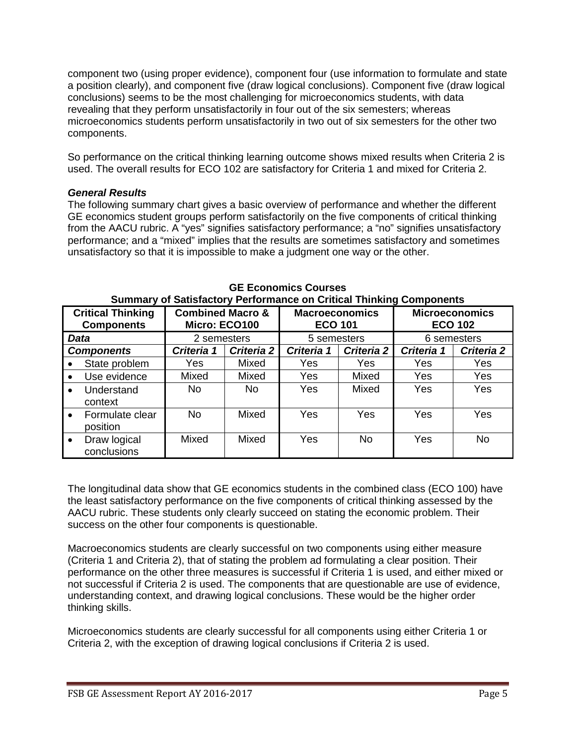component two (using proper evidence), component four (use information to formulate and state a position clearly), and component five (draw logical conclusions). Component five (draw logical conclusions) seems to be the most challenging for microeconomics students, with data revealing that they perform unsatisfactorily in four out of the six semesters; whereas microeconomics students perform unsatisfactorily in two out of six semesters for the other two components.

So performance on the critical thinking learning outcome shows mixed results when Criteria 2 is used. The overall results for ECO 102 are satisfactory for Criteria 1 and mixed for Criteria 2.

### *General Results*

The following summary chart gives a basic overview of performance and whether the different GE economics student groups perform satisfactorily on the five components of critical thinking from the AACU rubric. A "yes" signifies satisfactory performance; a "no" signifies unsatisfactory performance; and a "mixed" implies that the results are sometimes satisfactory and sometimes unsatisfactory so that it is impossible to make a judgment one way or the other.

**GE Economics Courses**
**Summary of Satisfactory Performance on Critical Thinking Components**

| Critical Thinking Components | Combined Macro & Micro: ECO100 | | Macroeconomics ECO 101 | | Microeconomics ECO 102 | |
|---|---|---|---|---|---|---|
| ***Data*** | 2 semesters | | 5 semesters | | 6 semesters | |
| ***Components*** | ***Criteria 1*** | ***Criteria 2*** | ***Criteria 1*** | ***Criteria 2*** | ***Criteria 1*** | ***Criteria 2*** |
| • State problem | Yes | Mixed | Yes | Yes | Yes | Yes |
| • Use evidence | Mixed | Mixed | Yes | Mixed | Yes | Yes |
| • Understand context | No | No | Yes | Mixed | Yes | Yes |
| • Formulate clear position | No | Mixed | Yes | Yes | Yes | Yes |
| • Draw logical conclusions | Mixed | Mixed | Yes | No | Yes | No |

The longitudinal data show that GE economics students in the combined class (ECO 100) have the least satisfactory performance on the five components of critical thinking assessed by the AACU rubric. These students only clearly succeed on stating the economic problem. Their success on the other four components is questionable.

Macroeconomics students are clearly successful on two components using either measure (Criteria 1 and Criteria 2), that of stating the problem ad formulating a clear position. Their performance on the other three measures is successful if Criteria 1 is used, and either mixed or not successful if Criteria 2 is used. The components that are questionable are use of evidence, understanding context, and drawing logical conclusions. These would be the higher order thinking skills.

Microeconomics students are clearly successful for all components using either Criteria 1 or Criteria 2, with the exception of drawing logical conclusions if Criteria 2 is used.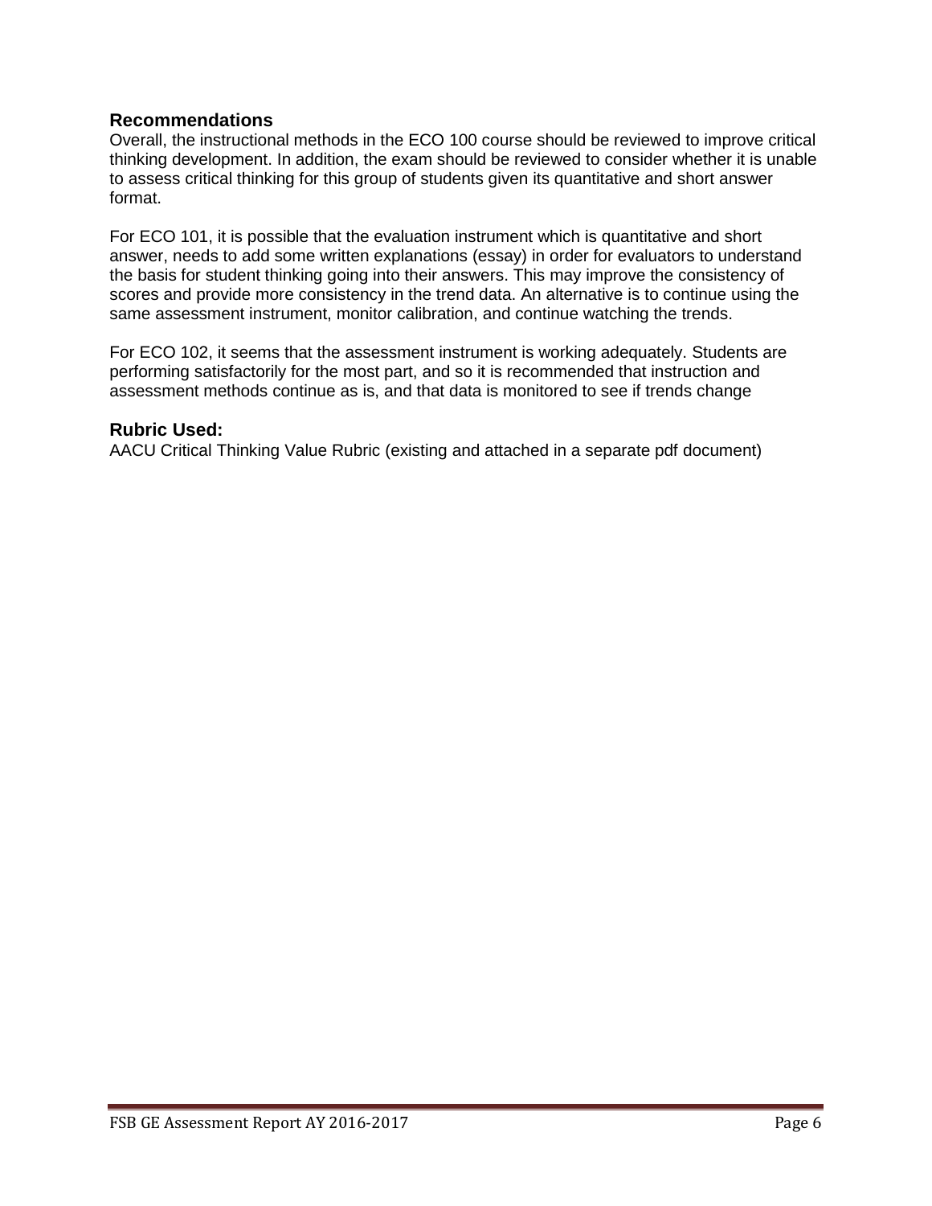## Recommendations

Overall, the instructional methods in the ECO 100 course should be reviewed to improve critical thinking development. In addition, the exam should be reviewed to consider whether it is unable to assess critical thinking for this group of students given its quantitative and short answer format.

For ECO 101, it is possible that the evaluation instrument which is quantitative and short answer, needs to add some written explanations (essay) in order for evaluators to understand the basis for student thinking going into their answers. This may improve the consistency of scores and provide more consistency in the trend data. An alternative is to continue using the same assessment instrument, monitor calibration, and continue watching the trends.

For ECO 102, it seems that the assessment instrument is working adequately. Students are performing satisfactorily for the most part, and so it is recommended that instruction and assessment methods continue as is, and that data is monitored to see if trends change

## Rubric Used:

AACU Critical Thinking Value Rubric (existing and attached in a separate pdf document)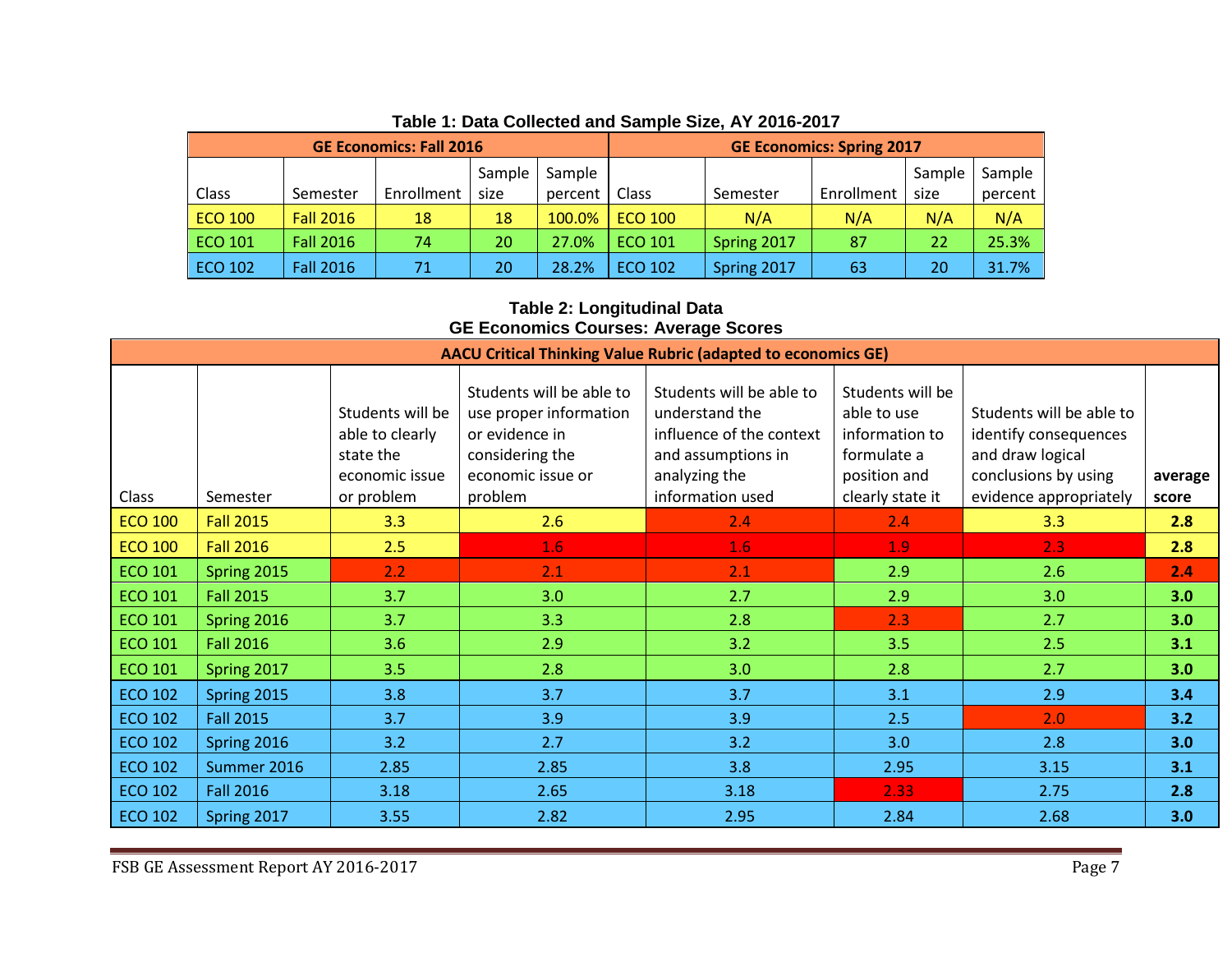**Table 1: Data Collected and Sample Size, AY 2016-2017**

| GE Economics: Fall 2016 | | | | | GE Economics: Spring 2017 | | | | |
|---|---|---|---|---|---|---|---|---|---|
| Class | Semester | Enrollment | Sample size | Sample percent | Class | Semester | Enrollment | Sample size | Sample percent |
| ECO 100 | Fall 2016 | 18 | 18 | 100.0% | ECO 100 | N/A | N/A | N/A | N/A |
| ECO 101 | Fall 2016 | 74 | 20 | 27.0% | ECO 101 | Spring 2017 | 87 | 22 | 25.3% |
| ECO 102 | Fall 2016 | 71 | 20 | 28.2% | ECO 102 | Spring 2017 | 63 | 20 | 31.7% |

**Table 2: Longitudinal Data**
**GE Economics Courses: Average Scores**

| AACU Critical Thinking Value Rubric (adapted to economics GE) | | | | | | | |
|---|---|---|---|---|---|---|---|
| Class | Semester | Students will be able to clearly state the economic issue or problem | Students will be able to use proper information or evidence in considering the economic issue or problem | Students will be able to understand the influence of the context and assumptions in analyzing the information used | Students will be able to use information to formulate a position and clearly state it | Students will be able to identify consequences and draw logical conclusions by using evidence appropriately | **average score** |
| ECO 100 | Fall 2015 | 3.3 | 2.6 | 2.4 | 2.4 | 3.3 | **2.8** |
| ECO 100 | Fall 2016 | 2.5 | 1.6 | 1.6 | 1.9 | 2.3 | **2.8** |
| ECO 101 | Spring 2015 | 2.2 | 2.1 | 2.1 | 2.9 | 2.6 | **2.4** |
| ECO 101 | Fall 2015 | 3.7 | 3.0 | 2.7 | 2.9 | 3.0 | **3.0** |
| ECO 101 | Spring 2016 | 3.7 | 3.3 | 2.8 | 2.3 | 2.7 | **3.0** |
| ECO 101 | Fall 2016 | 3.6 | 2.9 | 3.2 | 3.5 | 2.5 | **3.1** |
| ECO 101 | Spring 2017 | 3.5 | 2.8 | 3.0 | 2.8 | 2.7 | **3.0** |
| ECO 102 | Spring 2015 | 3.8 | 3.7 | 3.7 | 3.1 | 2.9 | **3.4** |
| ECO 102 | Fall 2015 | 3.7 | 3.9 | 3.9 | 2.5 | 2.0 | **3.2** |
| ECO 102 | Spring 2016 | 3.2 | 2.7 | 3.2 | 3.0 | 2.8 | **3.0** |
| ECO 102 | Summer 2016 | 2.85 | 2.85 | 3.8 | 2.95 | 3.15 | **3.1** |
| ECO 102 | Fall 2016 | 3.18 | 2.65 | 3.18 | 2.33 | 2.75 | **2.8** |
| ECO 102 | Spring 2017 | 3.55 | 2.82 | 2.95 | 2.84 | 2.68 | **3.0** |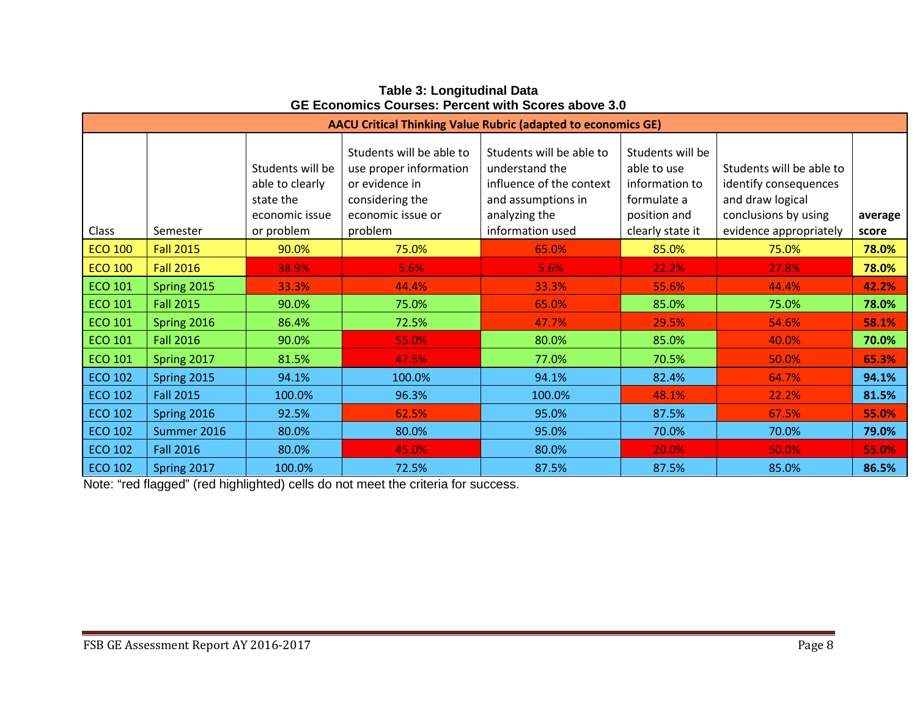**Table 3: Longitudinal Data**
**GE Economics Courses: Percent with Scores above 3.0**

| AACU Critical Thinking Value Rubric (adapted to economics GE) | | | | | | | |
|---|---|---|---|---|---|---|---|
| Class | Semester | Students will be able to clearly state the economic issue or problem | Students will be able to use proper information or evidence in considering the economic issue or problem | Students will be able to understand the influence of the context and assumptions in analyzing the information used | Students will be able to use information to formulate a position and clearly state it | Students will be able to identify consequences and draw logical conclusions by using evidence appropriately | **average score** |
| ECO 100 | Fall 2015 | 90.0% | 75.0% | 65.0% | 85.0% | 75.0% | **78.0%** |
| ECO 100 | Fall 2016 | 38.9% | 5.6% | 5.6% | 22.2% | 27.8% | **78.0%** |
| ECO 101 | Spring 2015 | 33.3% | 44.4% | 33.3% | 55.6% | 44.4% | **42.2%** |
| ECO 101 | Fall 2015 | 90.0% | 75.0% | 65.0% | 85.0% | 75.0% | **78.0%** |
| ECO 101 | Spring 2016 | 86.4% | 72.5% | 47.7% | 29.5% | 54.6% | **58.1%** |
| ECO 101 | Fall 2016 | 90.0% | 55.0% | 80.0% | 85.0% | 40.0% | **70.0%** |
| ECO 101 | Spring 2017 | 81.5% | 47.5% | 77.0% | 70.5% | 50.0% | **65.3%** |
| ECO 102 | Spring 2015 | 94.1% | 100.0% | 94.1% | 82.4% | 64.7% | **94.1%** |
| ECO 102 | Fall 2015 | 100.0% | 96.3% | 100.0% | 48.1% | 22.2% | **81.5%** |
| ECO 102 | Spring 2016 | 92.5% | 62.5% | 95.0% | 87.5% | 67.5% | **55.0%** |
| ECO 102 | Summer 2016 | 80.0% | 80.0% | 95.0% | 70.0% | 70.0% | **79.0%** |
| ECO 102 | Fall 2016 | 80.0% | 45.0% | 80.0% | 20.0% | 50.0% | **55.0%** |
| ECO 102 | Spring 2017 | 100.0% | 72.5% | 87.5% | 87.5% | 85.0% | **86.5%** |

Note: "red flagged" (red highlighted) cells do not meet the criteria for success.